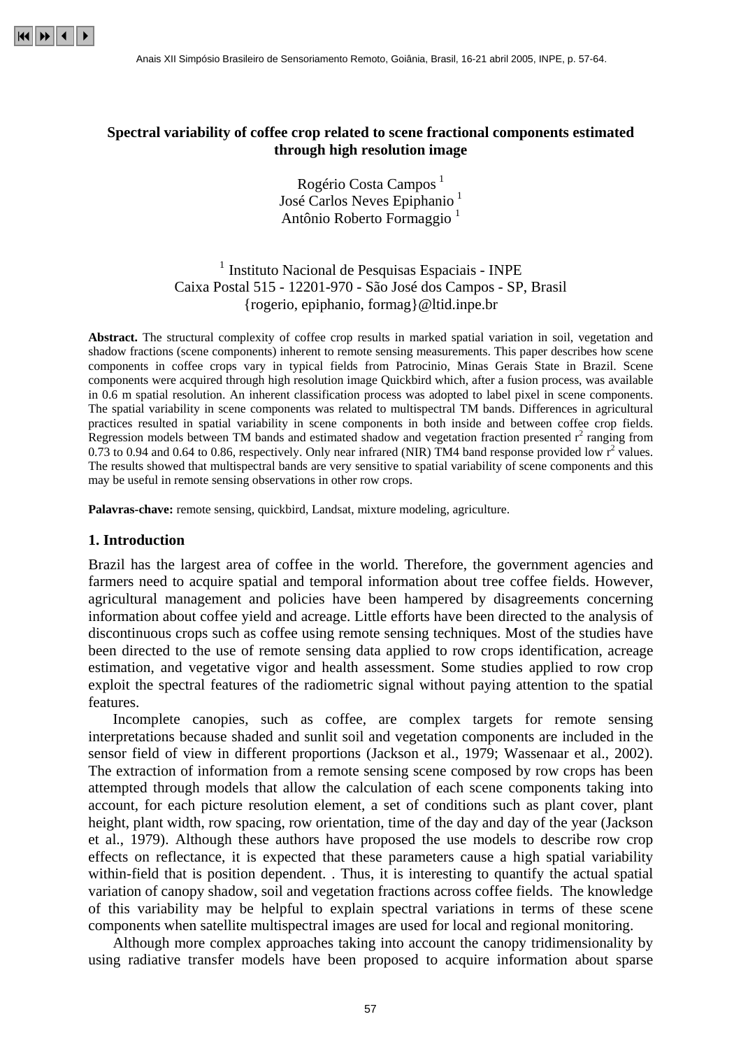# Spectral variability of coffee crop related to scene fractional components estimated through high resolution image

Rogério Costa Campos [1]
José Carlos Neves Epiphanio [1]
Antônio Roberto Formaggio [1]

[1] Instituto Nacional de Pesquisas Espaciais - INPE
Caixa Postal 515 - 12201-970 - São José dos Campos - SP, Brasil
{rogerio, epiphanio, formag}@ltid.inpe.br

**Abstract.** The structural complexity of coffee crop results in marked spatial variation in soil, vegetation and shadow fractions (scene components) inherent to remote sensing measurements. This paper describes how scene components in coffee crops vary in typical fields from Patrocinio, Minas Gerais State in Brazil. Scene components were acquired through high resolution image Quickbird which, after a fusion process, was available in 0.6 m spatial resolution. An inherent classification process was adopted to label pixel in scene components. The spatial variability in scene components was related to multispectral TM bands. Differences in agricultural practices resulted in spatial variability in scene components in both inside and between coffee crop fields. Regression models between TM bands and estimated shadow and vegetation fraction presented $r^2$ ranging from 0.73 to 0.94 and 0.64 to 0.86, respectively. Only near infrared (NIR) TM4 band response provided low $r^2$ values. The results showed that multispectral bands are very sensitive to spatial variability of scene components and this may be useful in remote sensing observations in other row crops.

**Palavras-chave:** remote sensing, quickbird, Landsat, mixture modeling, agriculture.

## 1. Introduction

Brazil has the largest area of coffee in the world. Therefore, the government agencies and farmers need to acquire spatial and temporal information about tree coffee fields. However, agricultural management and policies have been hampered by disagreements concerning information about coffee yield and acreage. Little efforts have been directed to the analysis of discontinuous crops such as coffee using remote sensing techniques. Most of the studies have been directed to the use of remote sensing data applied to row crops identification, acreage estimation, and vegetative vigor and health assessment. Some studies applied to row crop exploit the spectral features of the radiometric signal without paying attention to the spatial features.

Incomplete canopies, such as coffee, are complex targets for remote sensing interpretations because shaded and sunlit soil and vegetation components are included in the sensor field of view in different proportions (Jackson et al., 1979; Wassenaar et al., 2002). The extraction of information from a remote sensing scene composed by row crops has been attempted through models that allow the calculation of each scene components taking into account, for each picture resolution element, a set of conditions such as plant cover, plant height, plant width, row spacing, row orientation, time of the day and day of the year (Jackson et al., 1979). Although these authors have proposed the use models to describe row crop effects on reflectance, it is expected that these parameters cause a high spatial variability within-field that is position dependent. . Thus, it is interesting to quantify the actual spatial variation of canopy shadow, soil and vegetation fractions across coffee fields. The knowledge of this variability may be helpful to explain spectral variations in terms of these scene components when satellite multispectral images are used for local and regional monitoring.

Although more complex approaches taking into account the canopy tridimensionality by using radiative transfer models have been proposed to acquire information about sparse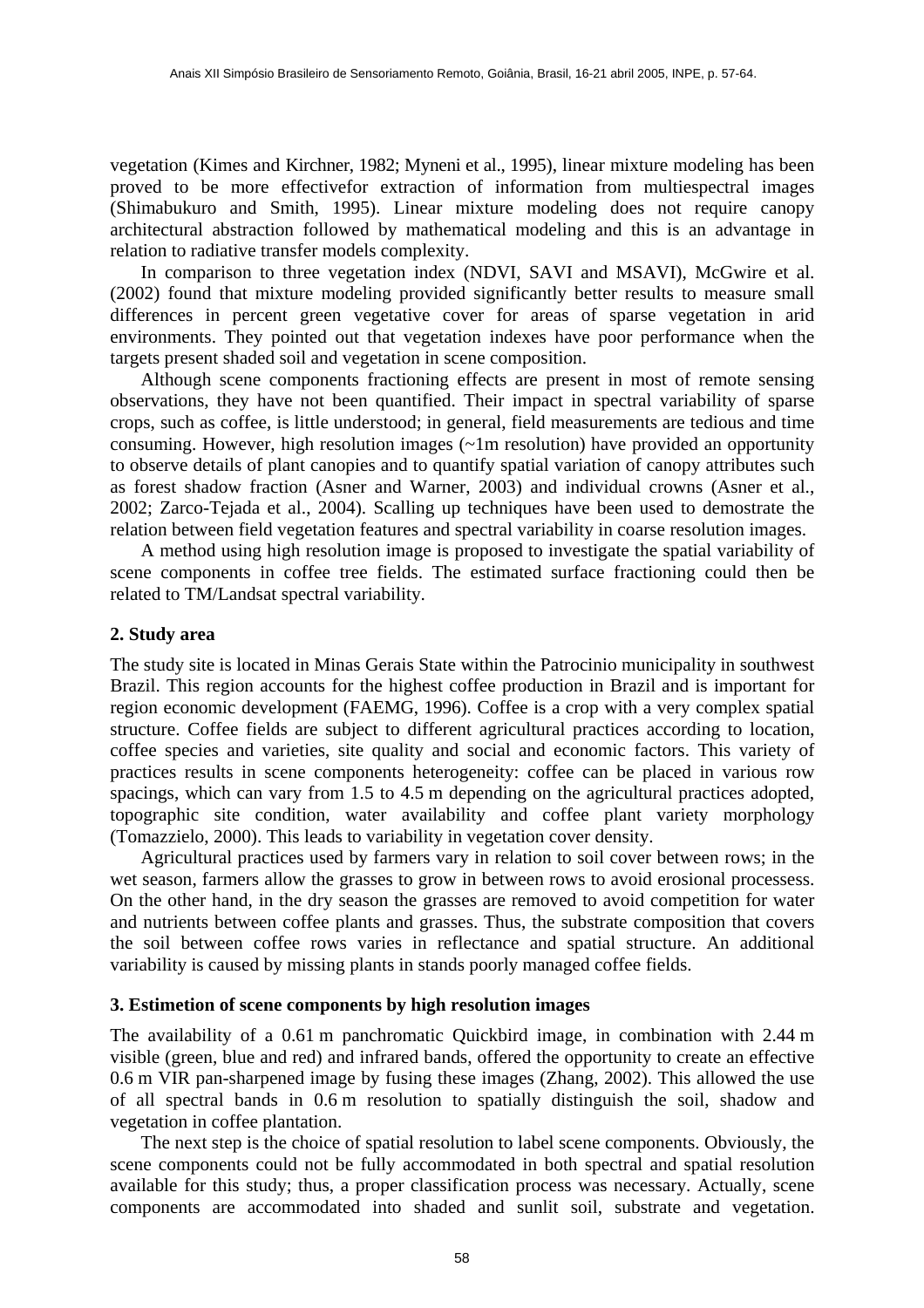vegetation (Kimes and Kirchner, 1982; Myneni et al., 1995), linear mixture modeling has been proved to be more effectivefor extraction of information from multiespectral images (Shimabukuro and Smith, 1995). Linear mixture modeling does not require canopy architectural abstraction followed by mathematical modeling and this is an advantage in relation to radiative transfer models complexity.

In comparison to three vegetation index (NDVI, SAVI and MSAVI), McGwire et al. (2002) found that mixture modeling provided significantly better results to measure small differences in percent green vegetative cover for areas of sparse vegetation in arid environments. They pointed out that vegetation indexes have poor performance when the targets present shaded soil and vegetation in scene composition.

Although scene components fractioning effects are present in most of remote sensing observations, they have not been quantified. Their impact in spectral variability of sparse crops, such as coffee, is little understood; in general, field measurements are tedious and time consuming. However, high resolution images (~1m resolution) have provided an opportunity to observe details of plant canopies and to quantify spatial variation of canopy attributes such as forest shadow fraction (Asner and Warner, 2003) and individual crowns (Asner et al., 2002; Zarco-Tejada et al., 2004). Scalling up techniques have been used to demostrate the relation between field vegetation features and spectral variability in coarse resolution images.

A method using high resolution image is proposed to investigate the spatial variability of scene components in coffee tree fields. The estimated surface fractioning could then be related to TM/Landsat spectral variability.

## 2. Study area

The study site is located in Minas Gerais State within the Patrocinio municipality in southwest Brazil. This region accounts for the highest coffee production in Brazil and is important for region economic development (FAEMG, 1996). Coffee is a crop with a very complex spatial structure. Coffee fields are subject to different agricultural practices according to location, coffee species and varieties, site quality and social and economic factors. This variety of practices results in scene components heterogeneity: coffee can be placed in various row spacings, which can vary from 1.5 to 4.5 m depending on the agricultural practices adopted, topographic site condition, water availability and coffee plant variety morphology (Tomazzielo, 2000). This leads to variability in vegetation cover density.

Agricultural practices used by farmers vary in relation to soil cover between rows; in the wet season, farmers allow the grasses to grow in between rows to avoid erosional processess. On the other hand, in the dry season the grasses are removed to avoid competition for water and nutrients between coffee plants and grasses. Thus, the substrate composition that covers the soil between coffee rows varies in reflectance and spatial structure. An additional variability is caused by missing plants in stands poorly managed coffee fields.

## 3. Estimetion of scene components by high resolution images

The availability of a 0.61 m panchromatic Quickbird image, in combination with 2.44 m visible (green, blue and red) and infrared bands, offered the opportunity to create an effective 0.6 m VIR pan-sharpened image by fusing these images (Zhang, 2002). This allowed the use of all spectral bands in 0.6 m resolution to spatially distinguish the soil, shadow and vegetation in coffee plantation.

The next step is the choice of spatial resolution to label scene components. Obviously, the scene components could not be fully accommodated in both spectral and spatial resolution available for this study; thus, a proper classification process was necessary. Actually, scene components are accommodated into shaded and sunlit soil, substrate and vegetation.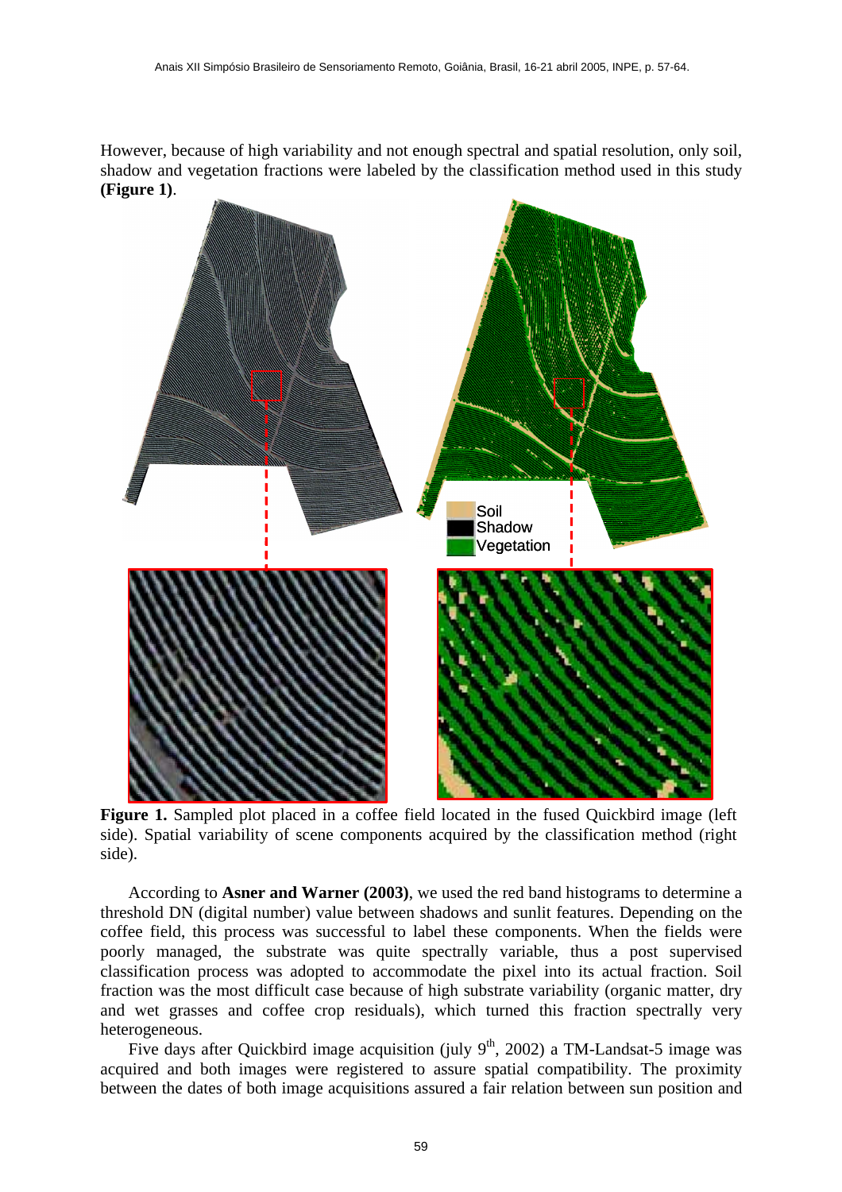However, because of high variability and not enough spectral and spatial resolution, only soil, shadow and vegetation fractions were labeled by the classification method used in this study **(Figure 1)**.

**Figure 1.** Sampled plot placed in a coffee field located in the fused Quickbird image (left side). Spatial variability of scene components acquired by the classification method (right side).

According to **Asner and Warner (2003)**, we used the red band histograms to determine a threshold DN (digital number) value between shadows and sunlit features. Depending on the coffee field, this process was successful to label these components. When the fields were poorly managed, the substrate was quite spectrally variable, thus a post supervised classification process was adopted to accommodate the pixel into its actual fraction. Soil fraction was the most difficult case because of high substrate variability (organic matter, dry and wet grasses and coffee crop residuals), which turned this fraction spectrally very heterogeneous.

Five days after Quickbird image acquisition (july $9^{th}$, 2002) a TM-Landsat-5 image was acquired and both images were registered to assure spatial compatibility. The proximity between the dates of both image acquisitions assured a fair relation between sun position and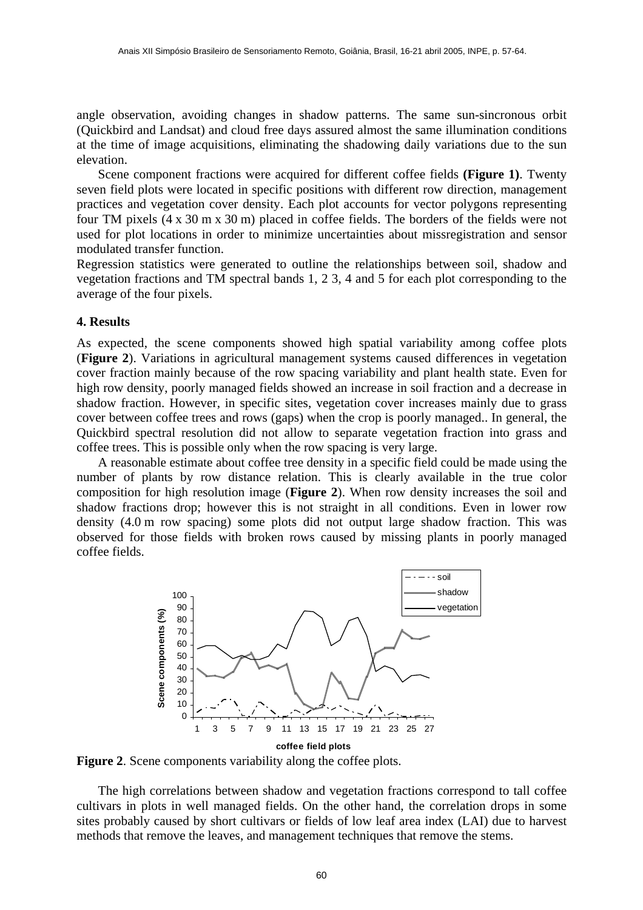angle observation, avoiding changes in shadow patterns. The same sun-sincronous orbit (Quickbird and Landsat) and cloud free days assured almost the same illumination conditions at the time of image acquisitions, eliminating the shadowing daily variations due to the sun elevation.

Scene component fractions were acquired for different coffee fields **(Figure 1)**. Twenty seven field plots were located in specific positions with different row direction, management practices and vegetation cover density. Each plot accounts for vector polygons representing four TM pixels (4 x 30 m x 30 m) placed in coffee fields. The borders of the fields were not used for plot locations in order to minimize uncertainties about missregistration and sensor modulated transfer function.

Regression statistics were generated to outline the relationships between soil, shadow and vegetation fractions and TM spectral bands 1, 2 3, 4 and 5 for each plot corresponding to the average of the four pixels.

## 4. Results

As expected, the scene components showed high spatial variability among coffee plots (**Figure 2**). Variations in agricultural management systems caused differences in vegetation cover fraction mainly because of the row spacing variability and plant health state. Even for high row density, poorly managed fields showed an increase in soil fraction and a decrease in shadow fraction. However, in specific sites, vegetation cover increases mainly due to grass cover between coffee trees and rows (gaps) when the crop is poorly managed.. In general, the Quickbird spectral resolution did not allow to separate vegetation fraction into grass and coffee trees. This is possible only when the row spacing is very large.

A reasonable estimate about coffee tree density in a specific field could be made using the number of plants by row distance relation. This is clearly available in the true color composition for high resolution image (**Figure 2**). When row density increases the soil and shadow fractions drop; however this is not straight in all conditions. Even in lower row density (4.0 m row spacing) some plots did not output large shadow fraction. This was observed for those fields with broken rows caused by missing plants in poorly managed coffee fields.

**Figure 2**. Scene components variability along the coffee plots.

The high correlations between shadow and vegetation fractions correspond to tall coffee cultivars in plots in well managed fields. On the other hand, the correlation drops in some sites probably caused by short cultivars or fields of low leaf area index (LAI) due to harvest methods that remove the leaves, and management techniques that remove the stems.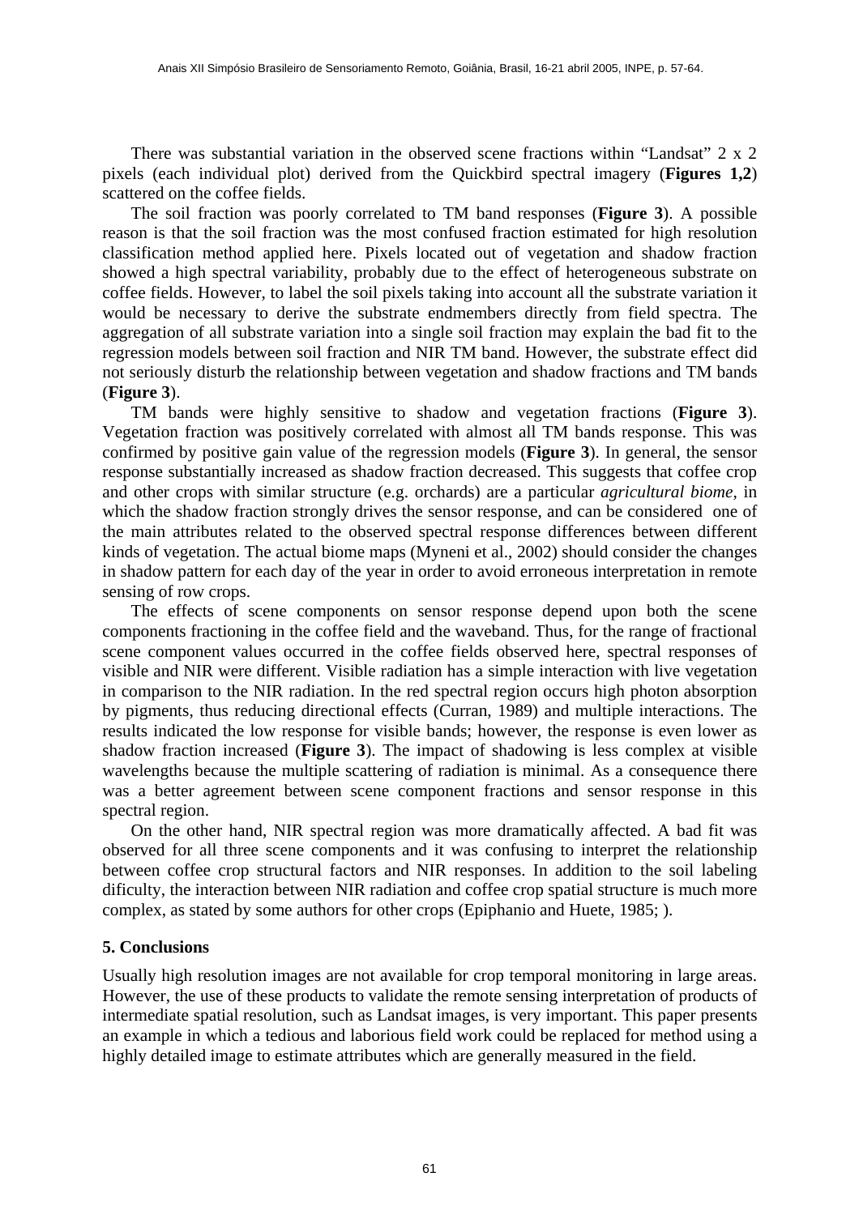There was substantial variation in the observed scene fractions within “Landsat” 2 x 2 pixels (each individual plot) derived from the Quickbird spectral imagery (**Figures 1,2**) scattered on the coffee fields.

The soil fraction was poorly correlated to TM band responses (**Figure 3**). A possible reason is that the soil fraction was the most confused fraction estimated for high resolution classification method applied here. Pixels located out of vegetation and shadow fraction showed a high spectral variability, probably due to the effect of heterogeneous substrate on coffee fields. However, to label the soil pixels taking into account all the substrate variation it would be necessary to derive the substrate endmembers directly from field spectra. The aggregation of all substrate variation into a single soil fraction may explain the bad fit to the regression models between soil fraction and NIR TM band. However, the substrate effect did not seriously disturb the relationship between vegetation and shadow fractions and TM bands (**Figure 3**).

TM bands were highly sensitive to shadow and vegetation fractions (**Figure 3**). Vegetation fraction was positively correlated with almost all TM bands response. This was confirmed by positive gain value of the regression models (**Figure 3**). In general, the sensor response substantially increased as shadow fraction decreased. This suggests that coffee crop and other crops with similar structure (e.g. orchards) are a particular *agricultural biome*, in which the shadow fraction strongly drives the sensor response, and can be considered one of the main attributes related to the observed spectral response differences between different kinds of vegetation. The actual biome maps (Myneni et al., 2002) should consider the changes in shadow pattern for each day of the year in order to avoid erroneous interpretation in remote sensing of row crops.

The effects of scene components on sensor response depend upon both the scene components fractioning in the coffee field and the waveband. Thus, for the range of fractional scene component values occurred in the coffee fields observed here, spectral responses of visible and NIR were different. Visible radiation has a simple interaction with live vegetation in comparison to the NIR radiation. In the red spectral region occurs high photon absorption by pigments, thus reducing directional effects (Curran, 1989) and multiple interactions. The results indicated the low response for visible bands; however, the response is even lower as shadow fraction increased (**Figure 3**). The impact of shadowing is less complex at visible wavelengths because the multiple scattering of radiation is minimal. As a consequence there was a better agreement between scene component fractions and sensor response in this spectral region.

On the other hand, NIR spectral region was more dramatically affected. A bad fit was observed for all three scene components and it was confusing to interpret the relationship between coffee crop structural factors and NIR responses. In addition to the soil labeling dificulty, the interaction between NIR radiation and coffee crop spatial structure is much more complex, as stated by some authors for other crops (Epiphanio and Huete, 1985; ).

## 5. Conclusions

Usually high resolution images are not available for crop temporal monitoring in large areas. However, the use of these products to validate the remote sensing interpretation of products of intermediate spatial resolution, such as Landsat images, is very important. This paper presents an example in which a tedious and laborious field work could be replaced for method using a highly detailed image to estimate attributes which are generally measured in the field.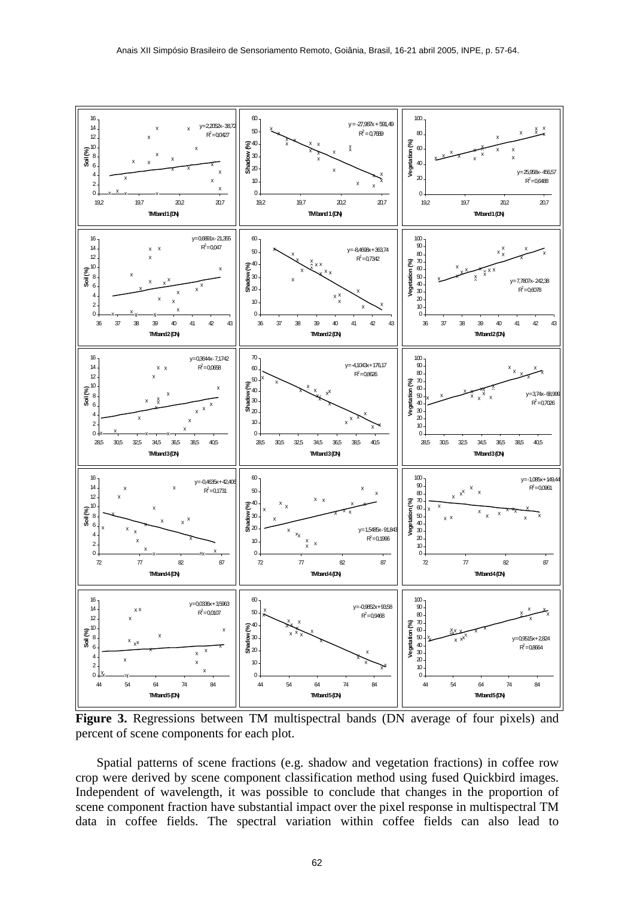**Figure 3.** Regressions between TM multispectral bands (DN average of four pixels) and percent of scene components for each plot.

Spatial patterns of scene fractions (e.g. shadow and vegetation fractions) in coffee row crop were derived by scene component classification method using fused Quickbird images. Independent of wavelength, it was possible to conclude that changes in the proportion of scene component fraction have substantial impact over the pixel response in multispectral TM data in coffee fields. The spectral variation within coffee fields can also lead to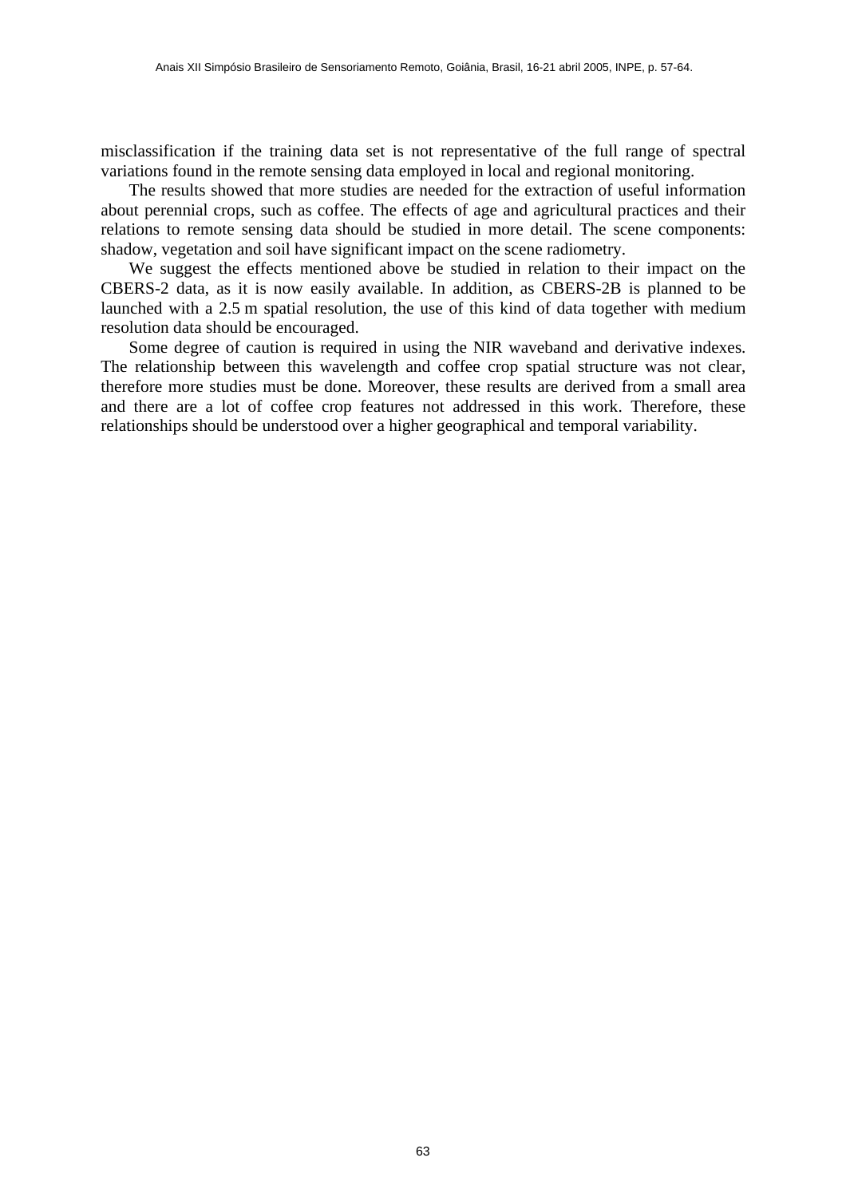misclassification if the training data set is not representative of the full range of spectral variations found in the remote sensing data employed in local and regional monitoring.

The results showed that more studies are needed for the extraction of useful information about perennial crops, such as coffee. The effects of age and agricultural practices and their relations to remote sensing data should be studied in more detail. The scene components: shadow, vegetation and soil have significant impact on the scene radiometry.

We suggest the effects mentioned above be studied in relation to their impact on the CBERS-2 data, as it is now easily available. In addition, as CBERS-2B is planned to be launched with a 2.5 m spatial resolution, the use of this kind of data together with medium resolution data should be encouraged.

Some degree of caution is required in using the NIR waveband and derivative indexes. The relationship between this wavelength and coffee crop spatial structure was not clear, therefore more studies must be done. Moreover, these results are derived from a small area and there are a lot of coffee crop features not addressed in this work. Therefore, these relationships should be understood over a higher geographical and temporal variability.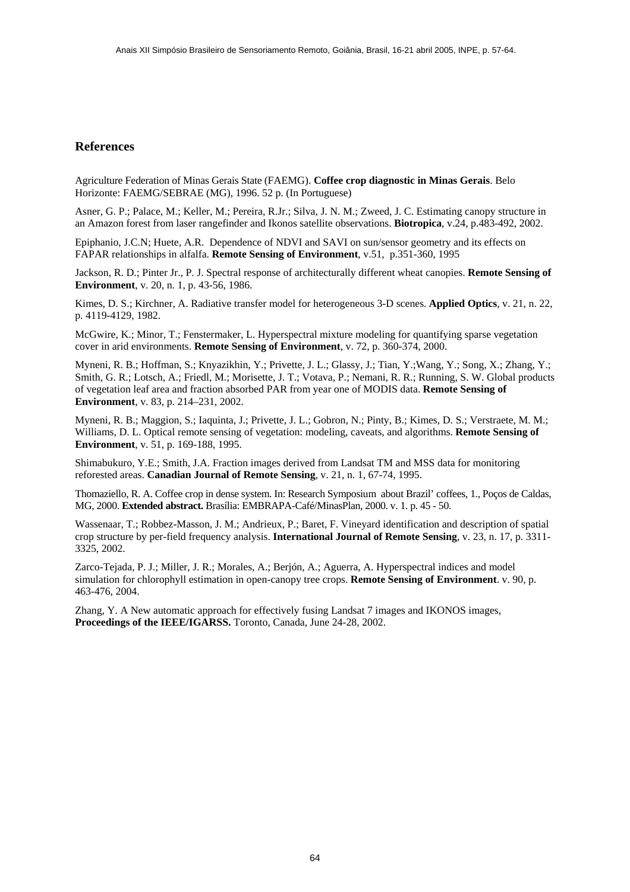## References

Agriculture Federation of Minas Gerais State (FAEMG). **Coffee crop diagnostic in Minas Gerais**. Belo Horizonte: FAEMG/SEBRAE (MG), 1996. 52 p. (In Portuguese)

Asner, G. P.; Palace, M.; Keller, M.; Pereira, R.Jr.; Silva, J. N. M.; Zweed, J. C. Estimating canopy structure in an Amazon forest from laser rangefinder and Ikonos satellite observations. **Biotropica**, v.24, p.483-492, 2002.

Epiphanio, J.C.N; Huete, A.R. Dependence of NDVI and SAVI on sun/sensor geometry and its effects on FAPAR relationships in alfalfa. **Remote Sensing of Environment**, v.51, p.351-360, 1995

Jackson, R. D.; Pinter Jr., P. J. Spectral response of architecturally different wheat canopies. **Remote Sensing of Environment**, v. 20, n. 1, p. 43-56, 1986.

Kimes, D. S.; Kirchner, A. Radiative transfer model for heterogeneous 3-D scenes. **Applied Optics**, v. 21, n. 22, p. 4119-4129, 1982.

McGwire, K.; Minor, T.; Fenstermaker, L. Hyperspectral mixture modeling for quantifying sparse vegetation cover in arid environments. **Remote Sensing of Environment**, v. 72, p. 360-374, 2000.

Myneni, R. B.; Hoffman, S.; Knyazikhin, Y.; Privette, J. L.; Glassy, J.; Tian, Y.;Wang, Y.; Song, X.; Zhang, Y.; Smith, G. R.; Lotsch, A.; Friedl, M.; Morisette, J. T.; Votava, P.; Nemani, R. R.; Running, S. W. Global products of vegetation leaf area and fraction absorbed PAR from year one of MODIS data. **Remote Sensing of Environment**, v. 83, p. 214–231, 2002.

Myneni, R. B.; Maggion, S.; Iaquinta, J.; Privette, J. L.; Gobron, N.; Pinty, B.; Kimes, D. S.; Verstraete, M. M.; Williams, D. L. Optical remote sensing of vegetation: modeling, caveats, and algorithms. **Remote Sensing of Environment**, v. 51, p. 169-188, 1995.

Shimabukuro, Y.E.; Smith, J.A. Fraction images derived from Landsat TM and MSS data for monitoring reforested areas. **Canadian Journal of Remote Sensing**, v. 21, n. 1, 67-74, 1995.

Thomaziello, R. A. Coffee crop in dense system. In: Research Symposium about Brazil' coffees, 1., Poços de Caldas, MG, 2000. **Extended abstract.** Brasília: EMBRAPA-Café/MinasPlan, 2000. v. 1. p. 45 - 50.

Wassenaar, T.; Robbez-Masson, J. M.; Andrieux, P.; Baret, F. Vineyard identification and description of spatial crop structure by per-field frequency analysis. **International Journal of Remote Sensing**, v. 23, n. 17, p. 3311-3325, 2002.

Zarco-Tejada, P. J.; Miller, J. R.; Morales, A.; Berjón, A.; Aguerra, A. Hyperspectral indices and model simulation for chlorophyll estimation in open-canopy tree crops. **Remote Sensing of Environment**. v. 90, p. 463-476, 2004.

Zhang, Y. A New automatic approach for effectively fusing Landsat 7 images and IKONOS images, **Proceedings of the IEEE/IGARSS.** Toronto, Canada, June 24-28, 2002.